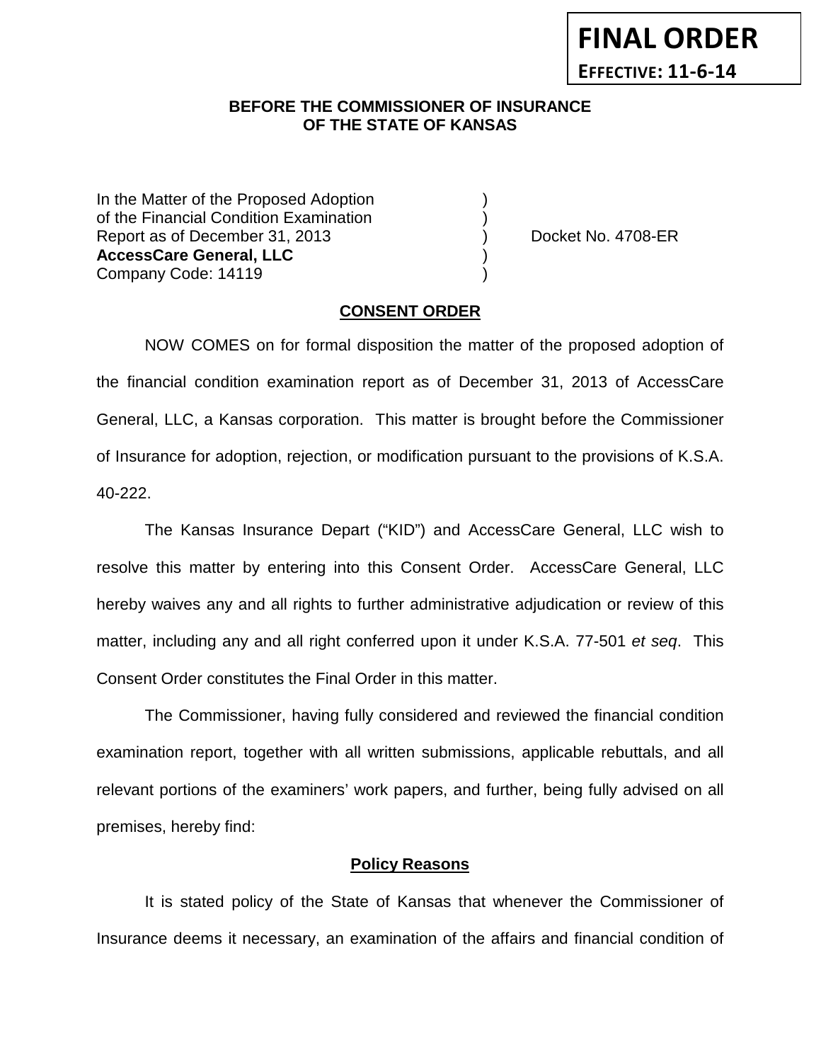**FINAL ORDER**
**EFFECTIVE: 11-6-14**

**BEFORE THE COMMISSIONER OF INSURANCE**
**OF THE STATE OF KANSAS**

In the Matter of the Proposed Adoption )
of the Financial Condition Examination )
Report as of December 31, 2013 ) Docket No. 4708-ER
**AccessCare General, LLC** )
Company Code: 14119 )

## CONSENT ORDER

NOW COMES on for formal disposition the matter of the proposed adoption of the financial condition examination report as of December 31, 2013 of AccessCare General, LLC, a Kansas corporation. This matter is brought before the Commissioner of Insurance for adoption, rejection, or modification pursuant to the provisions of K.S.A. 40-222.

The Kansas Insurance Depart ("KID") and AccessCare General, LLC wish to resolve this matter by entering into this Consent Order. AccessCare General, LLC hereby waives any and all rights to further administrative adjudication or review of this matter, including any and all right conferred upon it under K.S.A. 77-501 *et seq*. This Consent Order constitutes the Final Order in this matter.

The Commissioner, having fully considered and reviewed the financial condition examination report, together with all written submissions, applicable rebuttals, and all relevant portions of the examiners' work papers, and further, being fully advised on all premises, hereby find:

### Policy Reasons

It is stated policy of the State of Kansas that whenever the Commissioner of Insurance deems it necessary, an examination of the affairs and financial condition of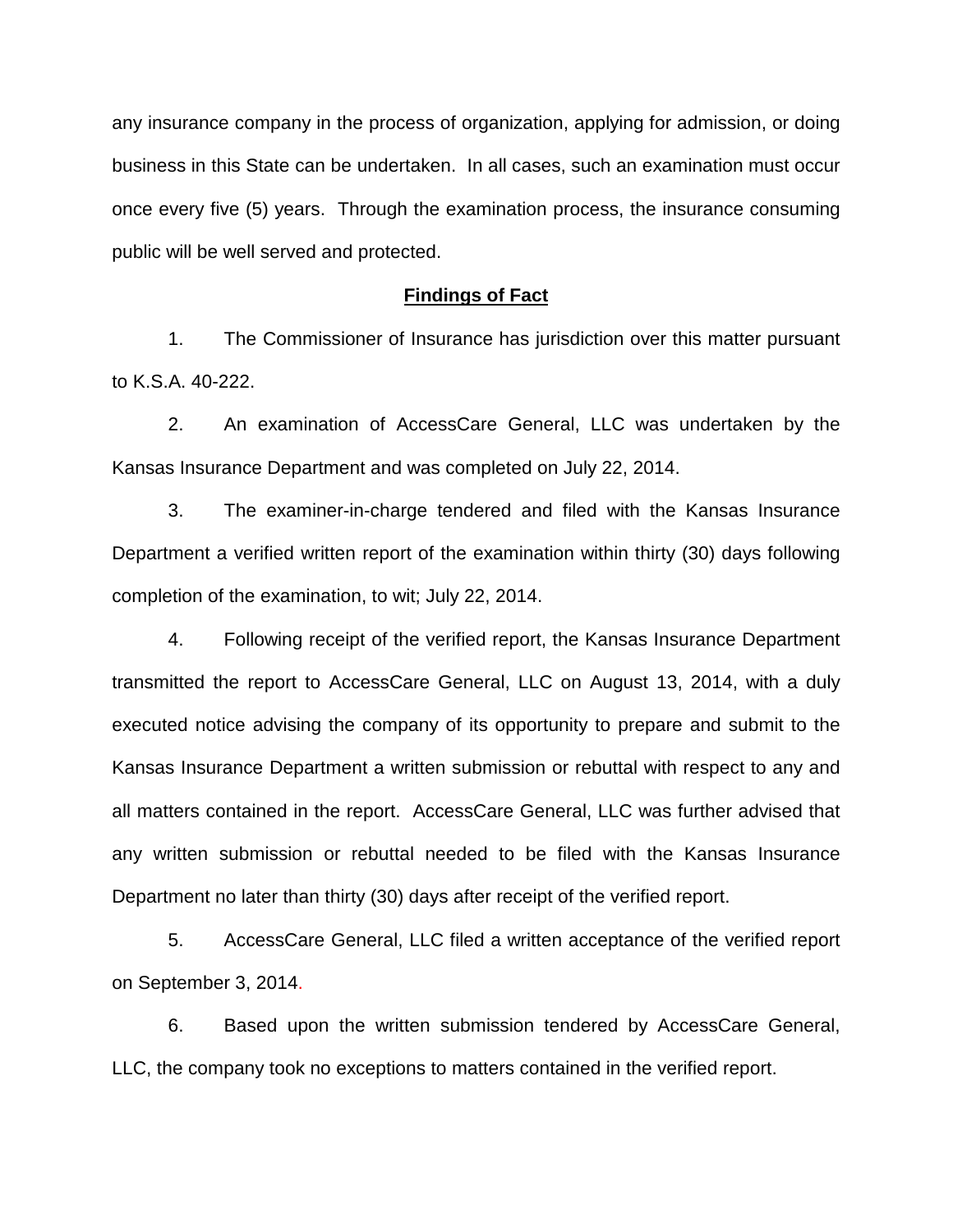any insurance company in the process of organization, applying for admission, or doing business in this State can be undertaken. In all cases, such an examination must occur once every five (5) years. Through the examination process, the insurance consuming public will be well served and protected.

## Findings of Fact

1. The Commissioner of Insurance has jurisdiction over this matter pursuant to K.S.A. 40-222.

2. An examination of AccessCare General, LLC was undertaken by the Kansas Insurance Department and was completed on July 22, 2014.

3. The examiner-in-charge tendered and filed with the Kansas Insurance Department a verified written report of the examination within thirty (30) days following completion of the examination, to wit; July 22, 2014.

4. Following receipt of the verified report, the Kansas Insurance Department transmitted the report to AccessCare General, LLC on August 13, 2014, with a duly executed notice advising the company of its opportunity to prepare and submit to the Kansas Insurance Department a written submission or rebuttal with respect to any and all matters contained in the report. AccessCare General, LLC was further advised that any written submission or rebuttal needed to be filed with the Kansas Insurance Department no later than thirty (30) days after receipt of the verified report.

5. AccessCare General, LLC filed a written acceptance of the verified report on September 3, 2014.

6. Based upon the written submission tendered by AccessCare General, LLC, the company took no exceptions to matters contained in the verified report.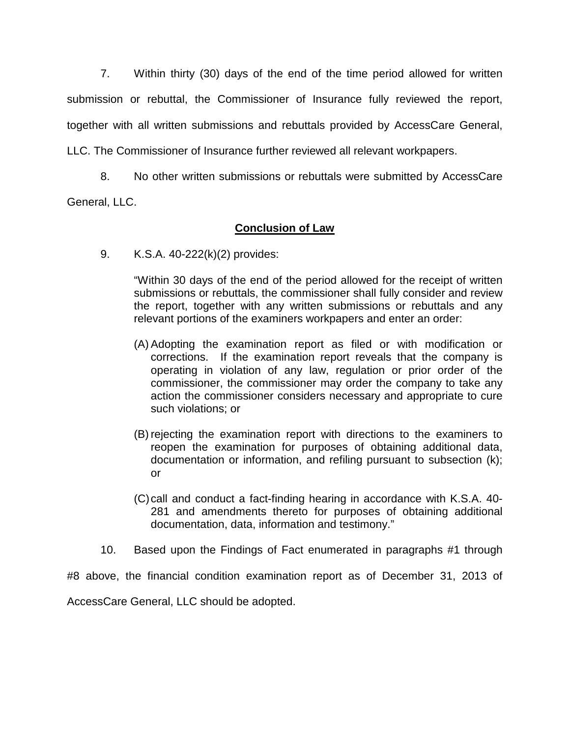7. Within thirty (30) days of the end of the time period allowed for written submission or rebuttal, the Commissioner of Insurance fully reviewed the report, together with all written submissions and rebuttals provided by AccessCare General, LLC. The Commissioner of Insurance further reviewed all relevant workpapers.

8. No other written submissions or rebuttals were submitted by AccessCare General, LLC.

## **Conclusion of Law**

9. K.S.A. 40-222(k)(2) provides:

> "Within 30 days of the end of the period allowed for the receipt of written submissions or rebuttals, the commissioner shall fully consider and review the report, together with any written submissions or rebuttals and any relevant portions of the examiners workpapers and enter an order:
>
> (A) Adopting the examination report as filed or with modification or corrections. If the examination report reveals that the company is operating in violation of any law, regulation or prior order of the commissioner, the commissioner may order the company to take any action the commissioner considers necessary and appropriate to cure such violations; or
>
> (B) rejecting the examination report with directions to the examiners to reopen the examination for purposes of obtaining additional data, documentation or information, and refiling pursuant to subsection (k); or
>
> (C) call and conduct a fact-finding hearing in accordance with K.S.A. 40-281 and amendments thereto for purposes of obtaining additional documentation, data, information and testimony."

10. Based upon the Findings of Fact enumerated in paragraphs #1 through #8 above, the financial condition examination report as of December 31, 2013 of AccessCare General, LLC should be adopted.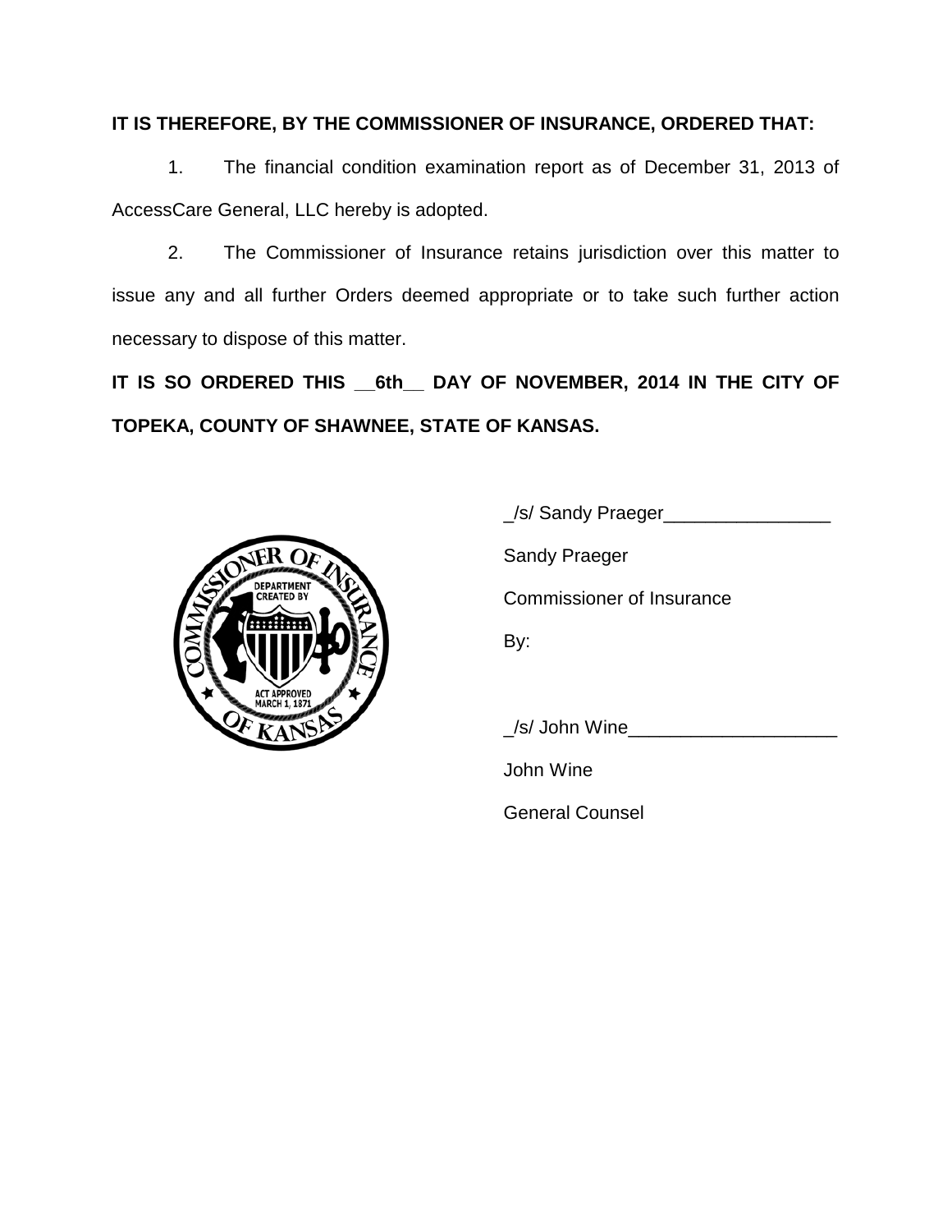**IT IS THEREFORE, BY THE COMMISSIONER OF INSURANCE, ORDERED THAT:**

1. The financial condition examination report as of December 31, 2013 of AccessCare General, LLC hereby is adopted.

2. The Commissioner of Insurance retains jurisdiction over this matter to issue any and all further Orders deemed appropriate or to take such further action necessary to dispose of this matter.

**IT IS SO ORDERED THIS __6th__ DAY OF NOVEMBER, 2014 IN THE CITY OF TOPEKA, COUNTY OF SHAWNEE, STATE OF KANSAS.**

_/s/ Sandy Praeger________________

Sandy Praeger

Commissioner of Insurance

By:

_/s/ John Wine____________________

John Wine

General Counsel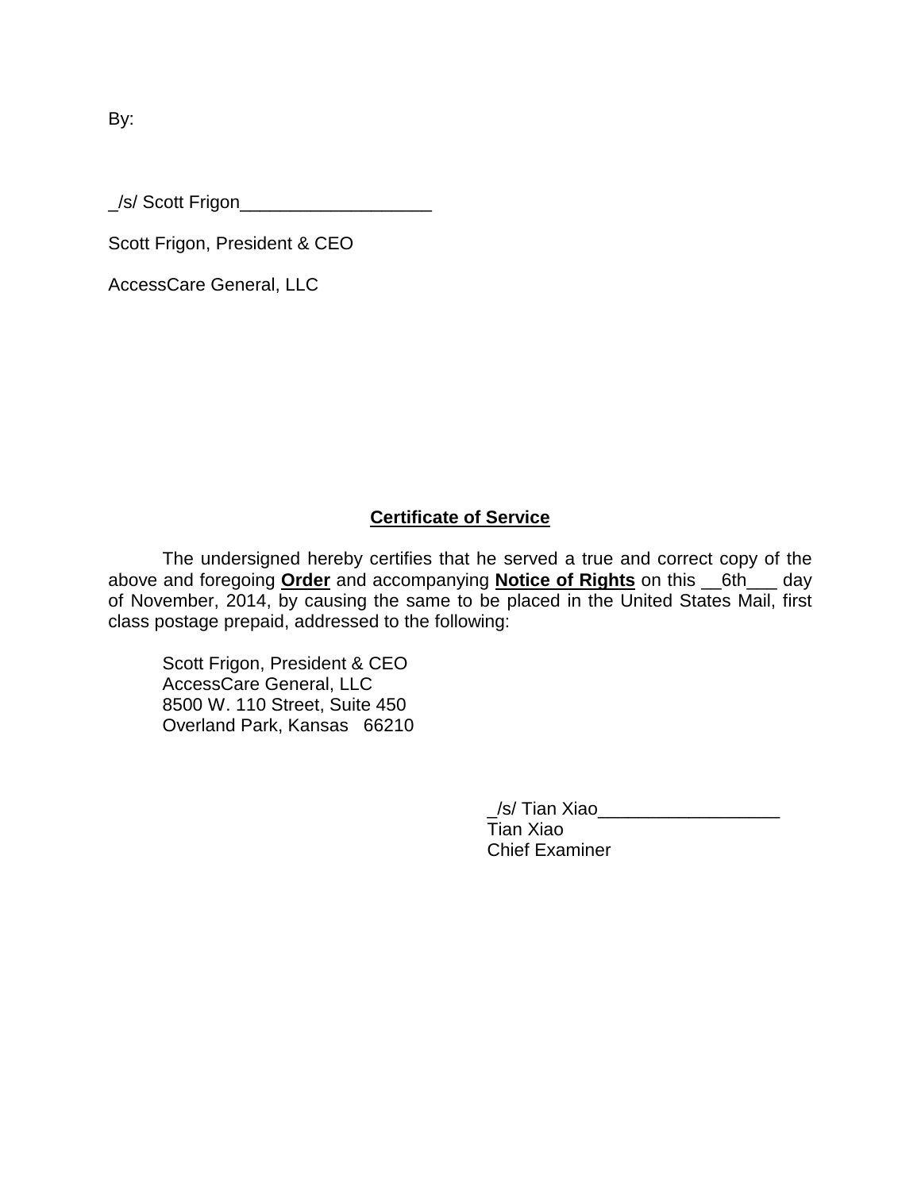By:

_/s/ Scott Frigon___________________

Scott Frigon, President & CEO

AccessCare General, LLC

## Certificate of Service

The undersigned hereby certifies that he served a true and correct copy of the above and foregoing **Order** and accompanying **Notice of Rights** on this __6th___ day of November, 2014, by causing the same to be placed in the United States Mail, first class postage prepaid, addressed to the following:

Scott Frigon, President & CEO
AccessCare General, LLC
8500 W. 110 Street, Suite 450
Overland Park, Kansas 66210

_/s/ Tian Xiao__________________
Tian Xiao
Chief Examiner